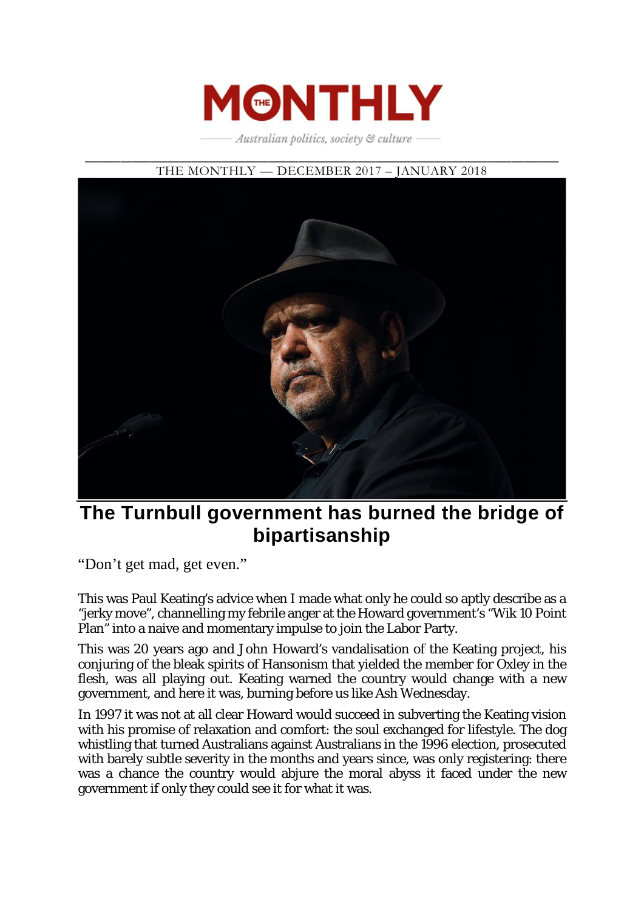# The Turnbull government has burned the bridge of bipartisanship

"Don't get mad, get even."

This was Paul Keating's advice when I made what only he could so aptly describe as a "jerky move", channelling my febrile anger at the Howard government's "Wik 10 Point Plan" into a naive and momentary impulse to join the Labor Party.

This was 20 years ago and John Howard's vandalisation of the Keating project, his conjuring of the bleak spirits of Hansonism that yielded the member for Oxley in the flesh, was all playing out. Keating warned the country would change with a new government, and here it was, burning before us like Ash Wednesday.

In 1997 it was not at all clear Howard would succeed in subverting the Keating vision with his promise of relaxation and comfort: the soul exchanged for lifestyle. The dog whistling that turned Australians against Australians in the 1996 election, prosecuted with barely subtle severity in the months and years since, was only registering: there was a chance the country would abjure the moral abyss it faced under the new government if only they could see it for what it was.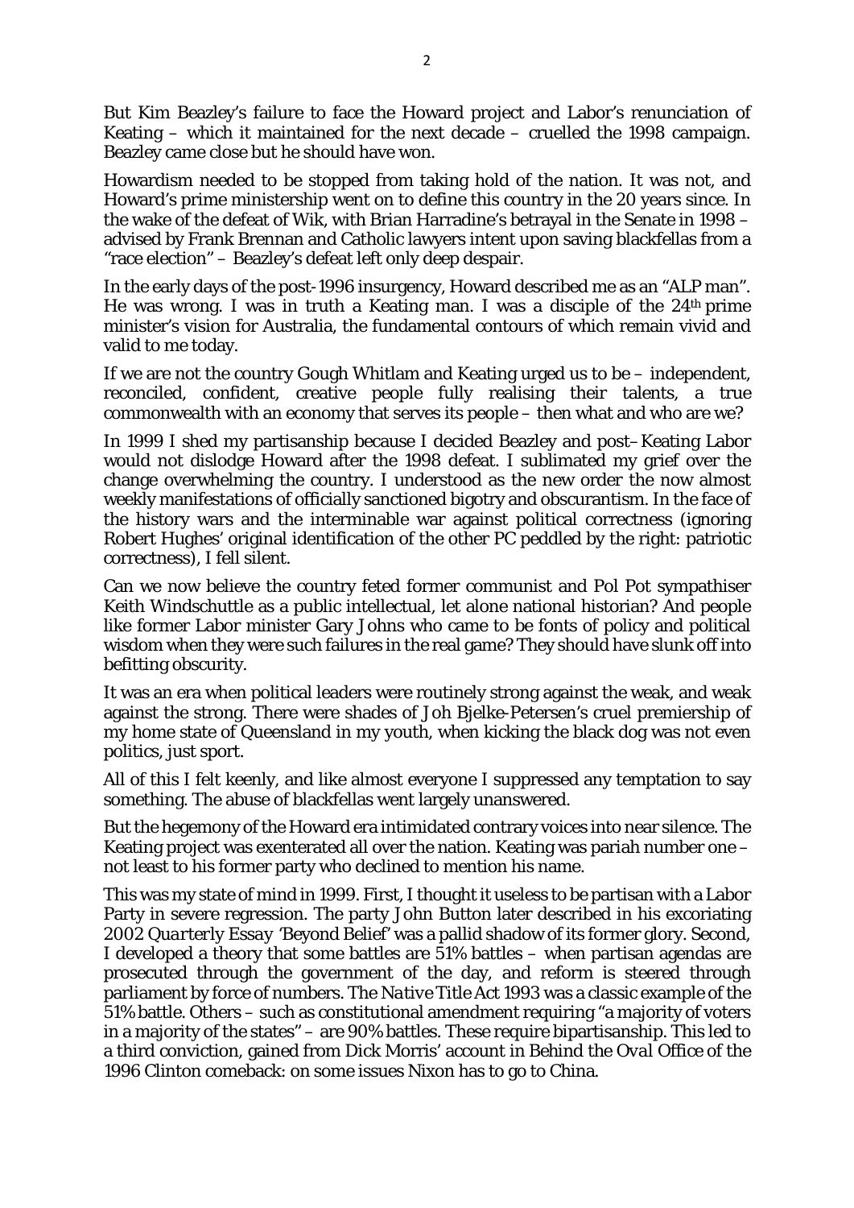But Kim Beazley's failure to face the Howard project and Labor's renunciation of Keating – which it maintained for the next decade – cruelled the 1998 campaign. Beazley came close but he should have won.

Howardism needed to be stopped from taking hold of the nation. It was not, and Howard's prime ministership went on to define this country in the 20 years since. In the wake of the defeat of Wik, with Brian Harradine's betrayal in the Senate in 1998 – advised by Frank Brennan and Catholic lawyers intent upon saving blackfellas from a "race election" – Beazley's defeat left only deep despair.

In the early days of the post-1996 insurgency, Howard described me as an "ALP man". He was wrong. I was in truth a Keating man. I was a disciple of the 24th prime minister's vision for Australia, the fundamental contours of which remain vivid and valid to me today.

If we are not the country Gough Whitlam and Keating urged us to be – independent, reconciled, confident, creative people fully realising their talents, a true commonwealth with an economy that serves its people – then what and who are we?

In 1999 I shed my partisanship because I decided Beazley and post–Keating Labor would not dislodge Howard after the 1998 defeat. I sublimated my grief over the change overwhelming the country. I understood as the new order the now almost weekly manifestations of officially sanctioned bigotry and obscurantism. In the face of the history wars and the interminable war against political correctness (ignoring Robert Hughes' original identification of the other PC peddled by the right: patriotic correctness), I fell silent.

Can we now believe the country feted former communist and Pol Pot sympathiser Keith Windschuttle as a public intellectual, let alone national historian? And people like former Labor minister Gary Johns who came to be fonts of policy and political wisdom when they were such failures in the real game? They should have slunk off into befitting obscurity.

It was an era when political leaders were routinely strong against the weak, and weak against the strong. There were shades of Joh Bjelke-Petersen's cruel premiership of my home state of Queensland in my youth, when kicking the black dog was not even politics, just sport.

All of this I felt keenly, and like almost everyone I suppressed any temptation to say something. The abuse of blackfellas went largely unanswered.

But the hegemony of the Howard era intimidated contrary voices into near silence. The Keating project was exenterated all over the nation. Keating was pariah number one – not least to his former party who declined to mention his name.

This was my state of mind in 1999. First, I thought it useless to be partisan with a Labor Party in severe regression. The party John Button later described in his excoriating 2002 *Quarterly Essay* 'Beyond Belief' was a pallid shadow of its former glory. Second, I developed a theory that some battles are 51% battles – when partisan agendas are prosecuted through the government of the day, and reform is steered through parliament by force of numbers. The *Native Title Act 1993* was a classic example of the 51% battle. Others – such as constitutional amendment requiring "a majority of voters in a majority of the states" – are 90% battles. These require bipartisanship. This led to a third conviction, gained from Dick Morris' account in *Behind the Oval Office* of the 1996 Clinton comeback: on some issues Nixon has to go to China.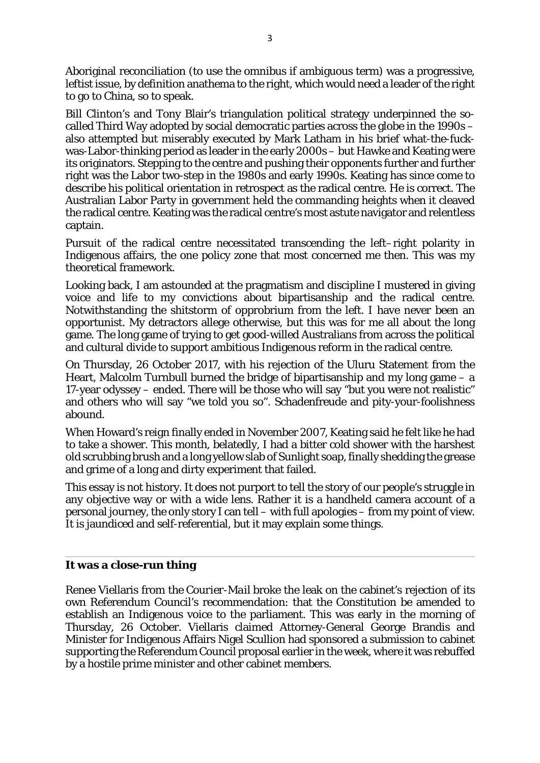Aboriginal reconciliation (to use the omnibus if ambiguous term) was a progressive, leftist issue, by definition anathema to the right, which would need a leader of the right to go to China, so to speak.

Bill Clinton's and Tony Blair's triangulation political strategy underpinned the so-called Third Way adopted by social democratic parties across the globe in the 1990s – also attempted but miserably executed by Mark Latham in his brief what-the-fuck-was-Labor-thinking period as leader in the early 2000s – but Hawke and Keating were its originators. Stepping to the centre and pushing their opponents further and further right was the Labor two-step in the 1980s and early 1990s. Keating has since come to describe his political orientation in retrospect as the radical centre. He is correct. The Australian Labor Party in government held the commanding heights when it cleaved the radical centre. Keating was the radical centre's most astute navigator and relentless captain.

Pursuit of the radical centre necessitated transcending the left–right polarity in Indigenous affairs, the one policy zone that most concerned me then. This was my theoretical framework.

Looking back, I am astounded at the pragmatism and discipline I mustered in giving voice and life to my convictions about bipartisanship and the radical centre. Notwithstanding the shitstorm of opprobrium from the left. I have never been an opportunist. My detractors allege otherwise, but this was for me all about the long game. The long game of trying to get good-willed Australians from across the political and cultural divide to support ambitious Indigenous reform in the radical centre.

On Thursday, 26 October 2017, with his rejection of the Uluru Statement from the Heart, Malcolm Turnbull burned the bridge of bipartisanship and my long game – a 17-year odyssey – ended. There will be those who will say "but you were not realistic" and others who will say "we told you so". Schadenfreude and pity-your-foolishness abound.

When Howard's reign finally ended in November 2007, Keating said he felt like he had to take a shower. This month, belatedly, I had a bitter cold shower with the harshest old scrubbing brush and a long yellow slab of Sunlight soap, finally shedding the grease and grime of a long and dirty experiment that failed.

This essay is not history. It does not purport to tell the story of our people's struggle in any objective way or with a wide lens. Rather it is a handheld camera account of a personal journey, the only story I can tell – with full apologies – from my point of view. It is jaundiced and self-referential, but it may explain some things.

---

### It was a close-run thing

Renee Viellaris from the *Courier-Mail* broke the leak on the cabinet's rejection of its own Referendum Council's recommendation: that the Constitution be amended to establish an Indigenous voice to the parliament. This was early in the morning of Thursday, 26 October. Viellaris claimed Attorney-General George Brandis and Minister for Indigenous Affairs Nigel Scullion had sponsored a submission to cabinet supporting the Referendum Council proposal earlier in the week, where it was rebuffed by a hostile prime minister and other cabinet members.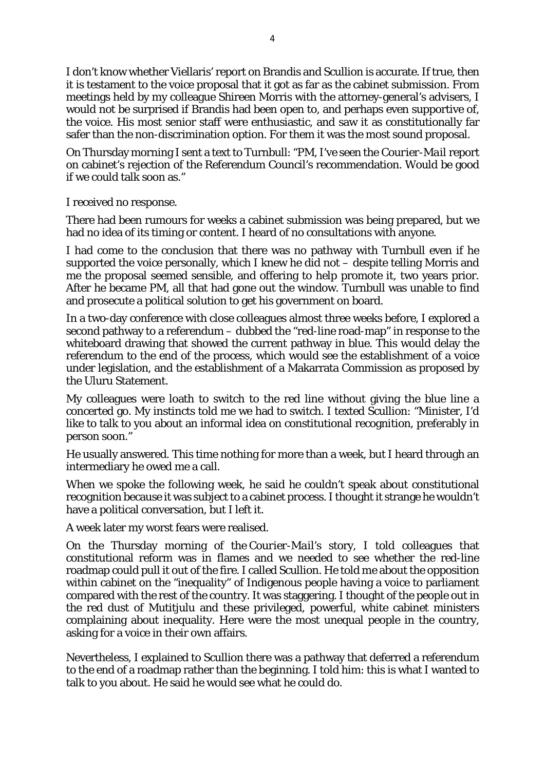I don't know whether Viellaris' report on Brandis and Scullion is accurate. If true, then it is testament to the voice proposal that it got as far as the cabinet submission. From meetings held by my colleague Shireen Morris with the attorney-general's advisers, I would not be surprised if Brandis had been open to, and perhaps even supportive of, the voice. His most senior staff were enthusiastic, and saw it as constitutionally far safer than the non-discrimination option. For them it was the most sound proposal.

On Thursday morning I sent a text to Turnbull: "PM, I've seen the Courier-Mail report on cabinet's rejection of the Referendum Council's recommendation. Would be good if we could talk soon as."

I received no response.

There had been rumours for weeks a cabinet submission was being prepared, but we had no idea of its timing or content. I heard of no consultations with anyone.

I had come to the conclusion that there was no pathway with Turnbull even if he supported the voice personally, which I knew he did not – despite telling Morris and me the proposal seemed sensible, and offering to help promote it, two years prior. After he became PM, all that had gone out the window. Turnbull was unable to find and prosecute a political solution to get his government on board.

In a two-day conference with close colleagues almost three weeks before, I explored a second pathway to a referendum – dubbed the "red-line road-map" in response to the whiteboard drawing that showed the current pathway in blue. This would delay the referendum to the end of the process, which would see the establishment of a voice under legislation, and the establishment of a Makarrata Commission as proposed by the Uluru Statement.

My colleagues were loath to switch to the red line without giving the blue line a concerted go. My instincts told me we had to switch. I texted Scullion: "Minister, I'd like to talk to you about an informal idea on constitutional recognition, preferably in person soon."

He usually answered. This time nothing for more than a week, but I heard through an intermediary he owed me a call.

When we spoke the following week, he said he couldn't speak about constitutional recognition because it was subject to a cabinet process. I thought it strange he wouldn't have a political conversation, but I left it.

A week later my worst fears were realised.

On the Thursday morning of the *Courier-Mail*'s story, I told colleagues that constitutional reform was in flames and we needed to see whether the red-line roadmap could pull it out of the fire. I called Scullion. He told me about the opposition within cabinet on the "inequality" of Indigenous people having a voice to parliament compared with the rest of the country. It was staggering. I thought of the people out in the red dust of Mutitjulu and these privileged, powerful, white cabinet ministers complaining about inequality. Here were the most unequal people in the country, asking for a voice in their own affairs.

Nevertheless, I explained to Scullion there was a pathway that deferred a referendum to the end of a roadmap rather than the beginning. I told him: this is what I wanted to talk to you about. He said he would see what he could do.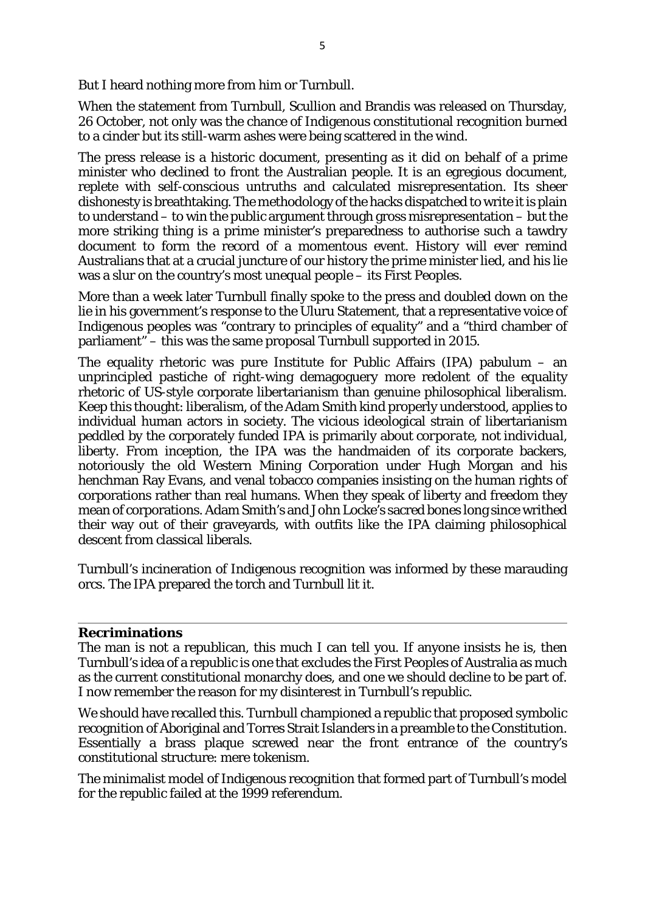But I heard nothing more from him or Turnbull.

When the statement from Turnbull, Scullion and Brandis was released on Thursday, 26 October, not only was the chance of Indigenous constitutional recognition burned to a cinder but its still-warm ashes were being scattered in the wind.

The press release is a historic document, presenting as it did on behalf of a prime minister who declined to front the Australian people. It is an egregious document, replete with self-conscious untruths and calculated misrepresentation. Its sheer dishonesty is breathtaking. The methodology of the hacks dispatched to write it is plain to understand – to win the public argument through gross misrepresentation – but the more striking thing is a prime minister's preparedness to authorise such a tawdry document to form the record of a momentous event. History will ever remind Australians that at a crucial juncture of our history the prime minister lied, and his lie was a slur on the country's most unequal people – its First Peoples.

More than a week later Turnbull finally spoke to the press and doubled down on the lie in his government's response to the Uluru Statement, that a representative voice of Indigenous peoples was "contrary to principles of equality" and a "third chamber of parliament" – this was the same proposal Turnbull supported in 2015.

The equality rhetoric was pure Institute for Public Affairs (IPA) pabulum – an unprincipled pastiche of right-wing demagoguery more redolent of the equality rhetoric of US-style corporate libertarianism than genuine philosophical liberalism. Keep this thought: liberalism, of the Adam Smith kind properly understood, applies to individual human actors in society. The vicious ideological strain of libertarianism peddled by the corporately funded IPA is primarily about *corporate*, not *individual*, liberty. From inception, the IPA was the handmaiden of its corporate backers, notoriously the old Western Mining Corporation under Hugh Morgan and his henchman Ray Evans, and venal tobacco companies insisting on the human rights of corporations rather than real humans. When they speak of liberty and freedom they mean of corporations. Adam Smith's and John Locke's sacred bones long since writhed their way out of their graveyards, with outfits like the IPA claiming philosophical descent from classical liberals.

Turnbull's incineration of Indigenous recognition was informed by these marauding orcs. The IPA prepared the torch and Turnbull lit it.

---

**Recriminations**

The man is not a republican, this much I can tell you. If anyone insists he is, then Turnbull's idea of a republic is one that excludes the First Peoples of Australia as much as the current constitutional monarchy does, and one we should decline to be part of. I now remember the reason for my disinterest in Turnbull's republic.

We should have recalled this. Turnbull championed a republic that proposed symbolic recognition of Aboriginal and Torres Strait Islanders in a preamble to the Constitution. Essentially a brass plaque screwed near the front entrance of the country's constitutional structure: mere tokenism.

The minimalist model of Indigenous recognition that formed part of Turnbull's model for the republic failed at the 1999 referendum.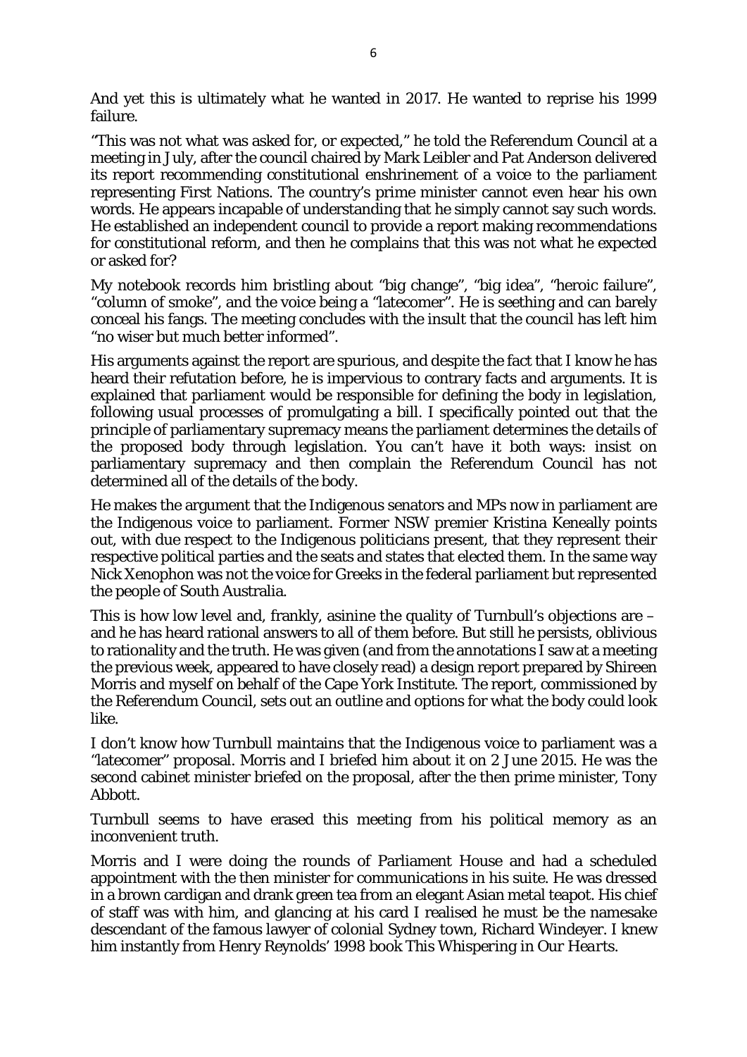And yet this is ultimately what he wanted in 2017. He wanted to reprise his 1999 failure.

"This was not what was asked for, or expected," he told the Referendum Council at a meeting in July, after the council chaired by Mark Leibler and Pat Anderson delivered its report recommending constitutional enshrinement of a voice to the parliament representing First Nations. The country's prime minister cannot even hear his own words. He appears incapable of understanding that he simply cannot say such words. He established an independent council to provide a report making recommendations for constitutional reform, and then he complains that this was not what he expected or asked for?

My notebook records him bristling about "big change", "big idea", "heroic failure", "column of smoke", and the voice being a "latecomer". He is seething and can barely conceal his fangs. The meeting concludes with the insult that the council has left him "no wiser but much better informed".

His arguments against the report are spurious, and despite the fact that I know he has heard their refutation before, he is impervious to contrary facts and arguments. It is explained that parliament would be responsible for defining the body in legislation, following usual processes of promulgating a bill. I specifically pointed out that the principle of parliamentary supremacy means the parliament determines the details of the proposed body through legislation. You can't have it both ways: insist on parliamentary supremacy and then complain the Referendum Council has not determined all of the details of the body.

He makes the argument that the Indigenous senators and MPs now in parliament are the Indigenous voice to parliament. Former NSW premier Kristina Keneally points out, with due respect to the Indigenous politicians present, that they represent their respective political parties and the seats and states that elected them. In the same way Nick Xenophon was not the voice for Greeks in the federal parliament but represented the people of South Australia.

This is how low level and, frankly, asinine the quality of Turnbull's objections are – and he has heard rational answers to all of them before. But still he persists, oblivious to rationality and the truth. He was given (and from the annotations I saw at a meeting the previous week, appeared to have closely read) a design report prepared by Shireen Morris and myself on behalf of the Cape York Institute. The report, commissioned by the Referendum Council, sets out an outline and options for what the body could look like.

I don't know how Turnbull maintains that the Indigenous voice to parliament was a "latecomer" proposal. Morris and I briefed him about it on 2 June 2015. He was the second cabinet minister briefed on the proposal, after the then prime minister, Tony Abbott.

Turnbull seems to have erased this meeting from his political memory as an inconvenient truth.

Morris and I were doing the rounds of Parliament House and had a scheduled appointment with the then minister for communications in his suite. He was dressed in a brown cardigan and drank green tea from an elegant Asian metal teapot. His chief of staff was with him, and glancing at his card I realised he must be the namesake descendant of the famous lawyer of colonial Sydney town, Richard Windeyer. I knew him instantly from Henry Reynolds' 1998 book *This Whispering in Our Hearts*.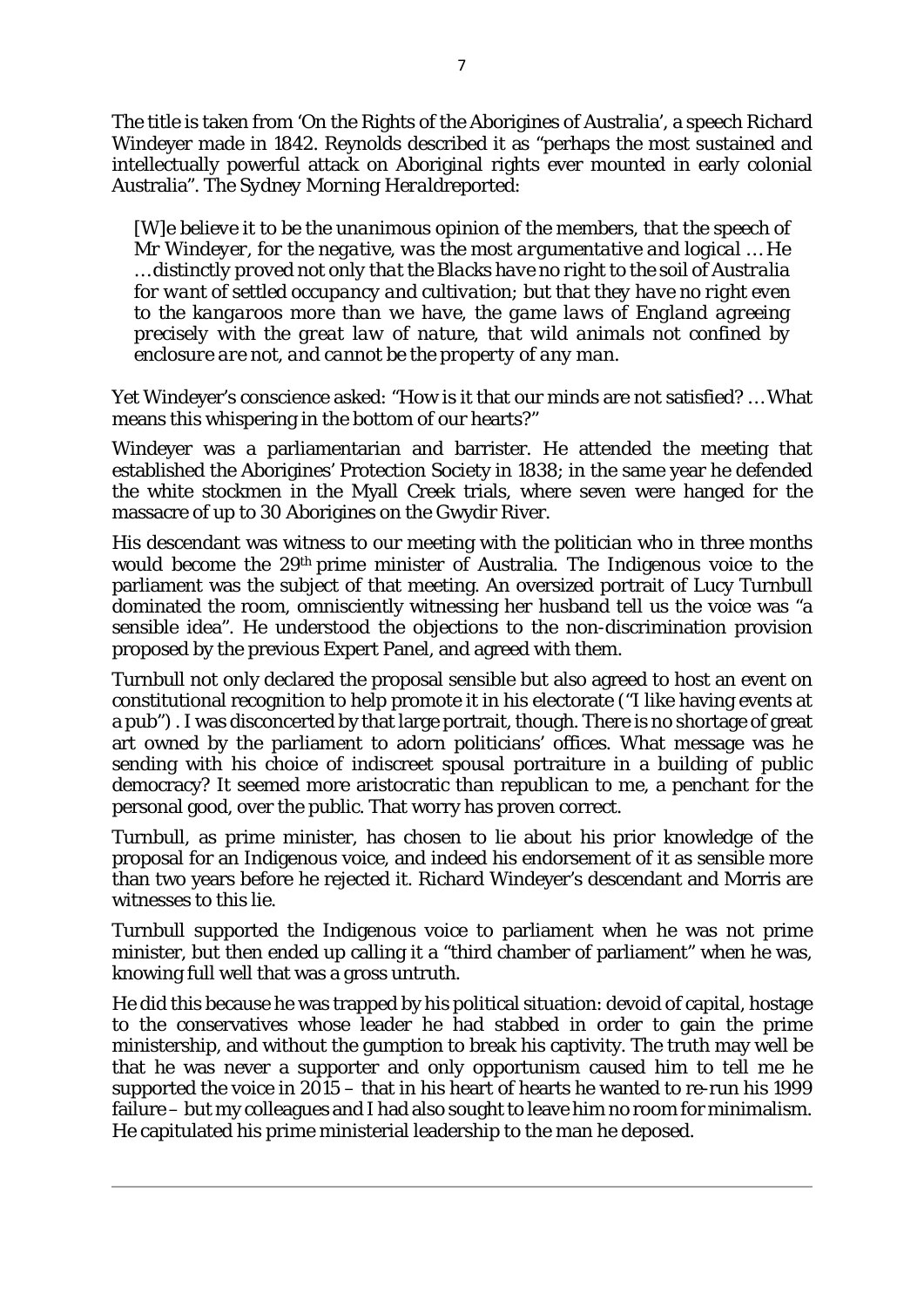The title is taken from 'On the Rights of the Aborigines of Australia', a speech Richard Windeyer made in 1842. Reynolds described it as "perhaps the most sustained and intellectually powerful attack on Aboriginal rights ever mounted in early colonial Australia". The *Sydney Morning Herald*reported:

> *[W]e believe it to be the unanimous opinion of the members, that the speech of Mr Windeyer, for the negative, was the most argumentative and logical … He …distinctly proved not only that the Blacks have no right to the soil of Australia for want of settled occupancy and cultivation; but that they have no right even to the kangaroos more than we have, the game laws of England agreeing precisely with the great law of nature, that wild animals not confined by enclosure are not, and cannot be the property of any man.*

Yet Windeyer's conscience asked: "How is it that our minds are not satisfied? … What means this whispering in the bottom of our hearts?"

Windeyer was a parliamentarian and barrister. He attended the meeting that established the Aborigines' Protection Society in 1838; in the same year he defended the white stockmen in the Myall Creek trials, where seven were hanged for the massacre of up to 30 Aborigines on the Gwydir River.

His descendant was witness to our meeting with the politician who in three months would become the 29th prime minister of Australia. The Indigenous voice to the parliament was the subject of that meeting. An oversized portrait of Lucy Turnbull dominated the room, omnisciently witnessing her husband tell us the voice was "a sensible idea". He understood the objections to the non-discrimination provision proposed by the previous Expert Panel, and agreed with them.

Turnbull not only declared the proposal sensible but also agreed to host an event on constitutional recognition to help promote it in his electorate ("I like having events at a pub") . I was disconcerted by that large portrait, though. There is no shortage of great art owned by the parliament to adorn politicians' offices. What message was he sending with his choice of indiscreet spousal portraiture in a building of public democracy? It seemed more aristocratic than republican to me, a penchant for the personal good, over the public. That worry has proven correct.

Turnbull, as prime minister, has chosen to lie about his prior knowledge of the proposal for an Indigenous voice, and indeed his endorsement of it as sensible more than two years before he rejected it. Richard Windeyer's descendant and Morris are witnesses to this lie.

Turnbull supported the Indigenous voice to parliament when he was not prime minister, but then ended up calling it a "third chamber of parliament" when he was, knowing full well that was a gross untruth.

He did this because he was trapped by his political situation: devoid of capital, hostage to the conservatives whose leader he had stabbed in order to gain the prime ministership, and without the gumption to break his captivity. The truth may well be that he was never a supporter and only opportunism caused him to tell me he supported the voice in 2015 – that in his heart of hearts he wanted to re-run his 1999 failure – but my colleagues and I had also sought to leave him no room for minimalism. He capitulated his prime ministerial leadership to the man he deposed.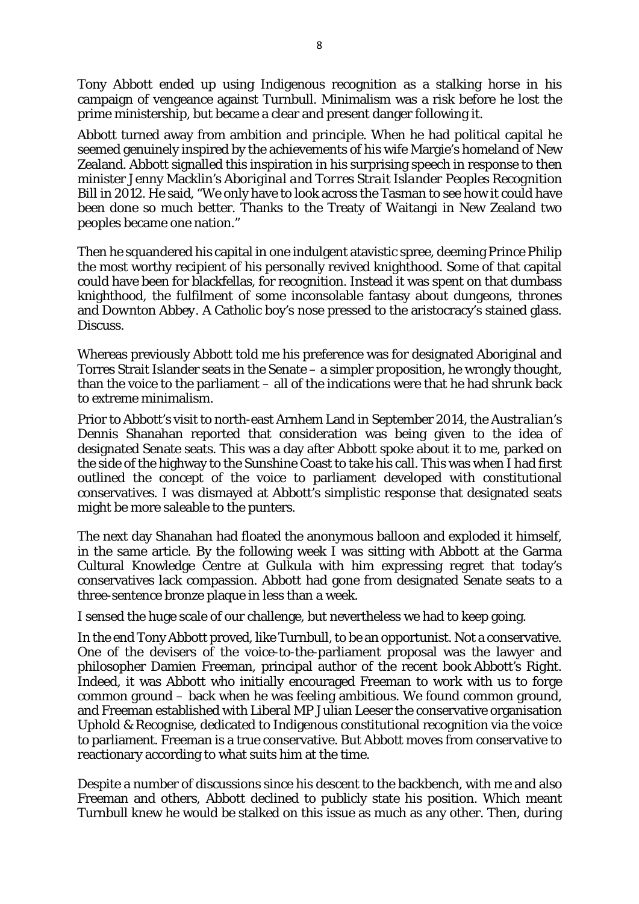Tony Abbott ended up using Indigenous recognition as a stalking horse in his campaign of vengeance against Turnbull. Minimalism was a risk before he lost the prime ministership, but became a clear and present danger following it.

Abbott turned away from ambition and principle. When he had political capital he seemed genuinely inspired by the achievements of his wife Margie's homeland of New Zealand. Abbott signalled this inspiration in his surprising speech in response to then minister Jenny Macklin's *Aboriginal and Torres Strait Islander Peoples Recognition Bill* in 2012. He said, "We only have to look across the Tasman to see how it could have been done so much better. Thanks to the Treaty of Waitangi in New Zealand two peoples became one nation."

Then he squandered his capital in one indulgent atavistic spree, deeming Prince Philip the most worthy recipient of his personally revived knighthood. Some of that capital could have been for blackfellas, for recognition. Instead it was spent on that dumbass knighthood, the fulfilment of some inconsolable fantasy about dungeons, thrones and Downton Abbey. A Catholic boy's nose pressed to the aristocracy's stained glass. Discuss.

Whereas previously Abbott told me his preference was for designated Aboriginal and Torres Strait Islander seats in the Senate – a simpler proposition, he wrongly thought, than the voice to the parliament – all of the indications were that he had shrunk back to extreme minimalism.

Prior to Abbott's visit to north-east Arnhem Land in September 2014, the *Australian*'s Dennis Shanahan reported that consideration was being given to the idea of designated Senate seats. This was a day after Abbott spoke about it to me, parked on the side of the highway to the Sunshine Coast to take his call. This was when I had first outlined the concept of the voice to parliament developed with constitutional conservatives. I was dismayed at Abbott's simplistic response that designated seats might be more saleable to the punters.

The next day Shanahan had floated the anonymous balloon and exploded it himself, in the same article. By the following week I was sitting with Abbott at the Garma Cultural Knowledge Centre at Gulkula with him expressing regret that today's conservatives lack compassion. Abbott had gone from designated Senate seats to a three-sentence bronze plaque in less than a week.

I sensed the huge scale of our challenge, but nevertheless we had to keep going.

In the end Tony Abbott proved, like Turnbull, to be an opportunist. Not a conservative. One of the devisers of the voice-to-the-parliament proposal was the lawyer and philosopher Damien Freeman, principal author of the recent book Abbott's Right. Indeed, it was Abbott who initially encouraged Freeman to work with us to forge common ground – back when he was feeling ambitious. We found common ground, and Freeman established with Liberal MP Julian Leeser the conservative organisation Uphold & Recognise, dedicated to Indigenous constitutional recognition via the voice to parliament. Freeman is a true conservative. But Abbott moves from conservative to reactionary according to what suits him at the time.

Despite a number of discussions since his descent to the backbench, with me and also Freeman and others, Abbott declined to publicly state his position. Which meant Turnbull knew he would be stalked on this issue as much as any other. Then, during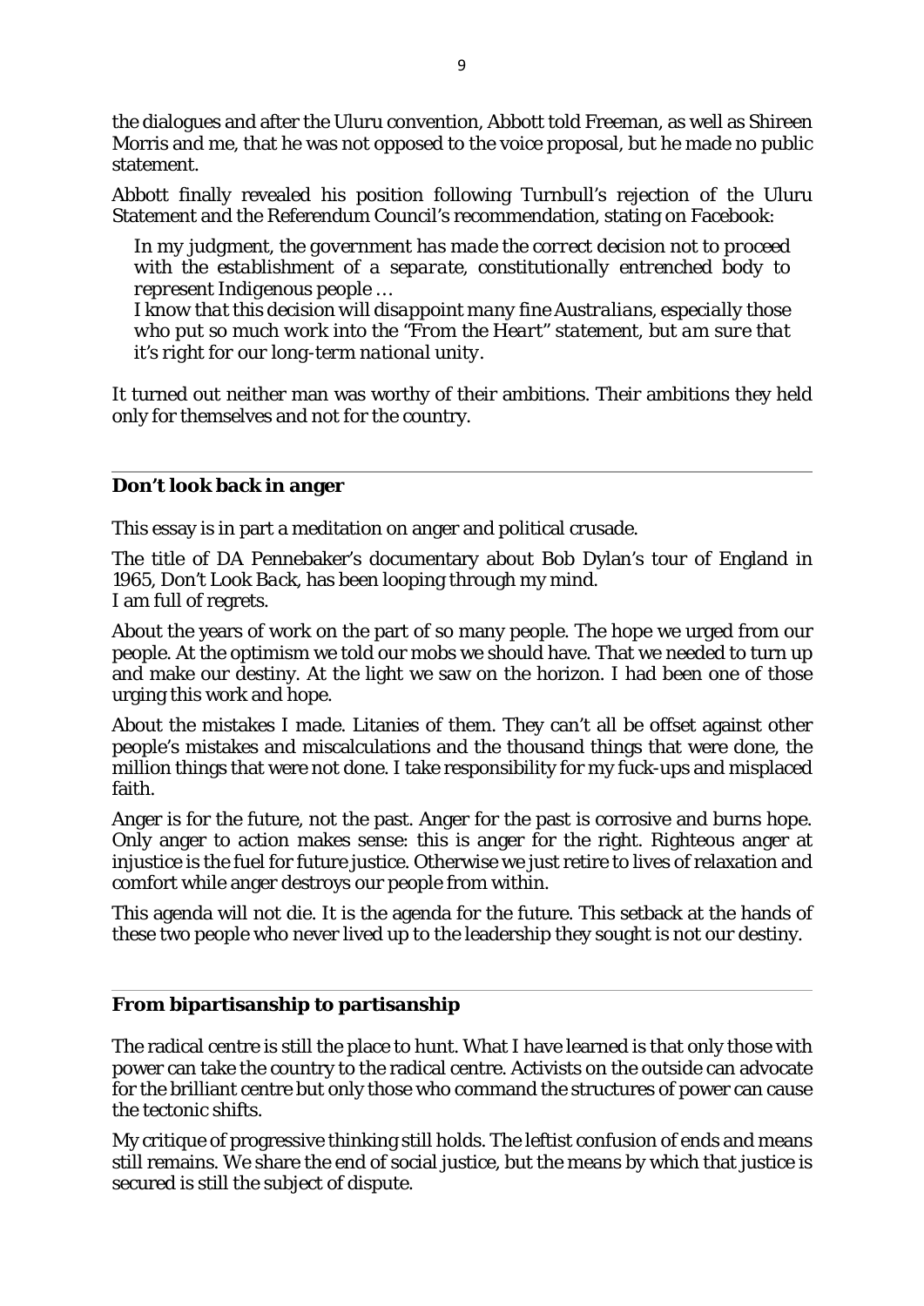the dialogues and after the Uluru convention, Abbott told Freeman, as well as Shireen Morris and me, that he was not opposed to the voice proposal, but he made no public statement.

Abbott finally revealed his position following Turnbull's rejection of the Uluru Statement and the Referendum Council's recommendation, stating on Facebook:

> *In my judgment, the government has made the correct decision not to proceed with the establishment of a separate, constitutionally entrenched body to represent Indigenous people …*
>
> *I know that this decision will disappoint many fine Australians, especially those who put so much work into the "From the Heart" statement, but am sure that it's right for our long-term national unity.*

It turned out neither man was worthy of their ambitions. Their ambitions they held only for themselves and not for the country.

---

**Don't look back in anger**

This essay is in part a meditation on anger and political crusade.

The title of DA Pennebaker's documentary about Bob Dylan's tour of England in 1965, *Don't Look Back*, has been looping through my mind.
I am full of regrets.

About the years of work on the part of so many people. The hope we urged from our people. At the optimism we told our mobs we should have. That we needed to turn up and make our destiny. At the light we saw on the horizon. I had been one of those urging this work and hope.

About the mistakes I made. Litanies of them. They can't all be offset against other people's mistakes and miscalculations and the thousand things that were done, the million things that were not done. I take responsibility for my fuck-ups and misplaced faith.

Anger is for the future, not the past. Anger for the past is corrosive and burns hope. Only anger to action makes sense: this is anger for the right. Righteous anger at injustice is the fuel for future justice. Otherwise we just retire to lives of relaxation and comfort while anger destroys our people from within.

This agenda will not die. It is the agenda for the future. This setback at the hands of these two people who never lived up to the leadership they sought is not our destiny.

---

**From bipartisanship to partisanship**

The radical centre is still the place to hunt. What I have learned is that only those with power can take the country to the radical centre. Activists on the outside can advocate for the brilliant centre but only those who command the structures of power can cause the tectonic shifts.

My critique of progressive thinking still holds. The leftist confusion of ends and means still remains. We share the end of social justice, but the means by which that justice is secured is still the subject of dispute.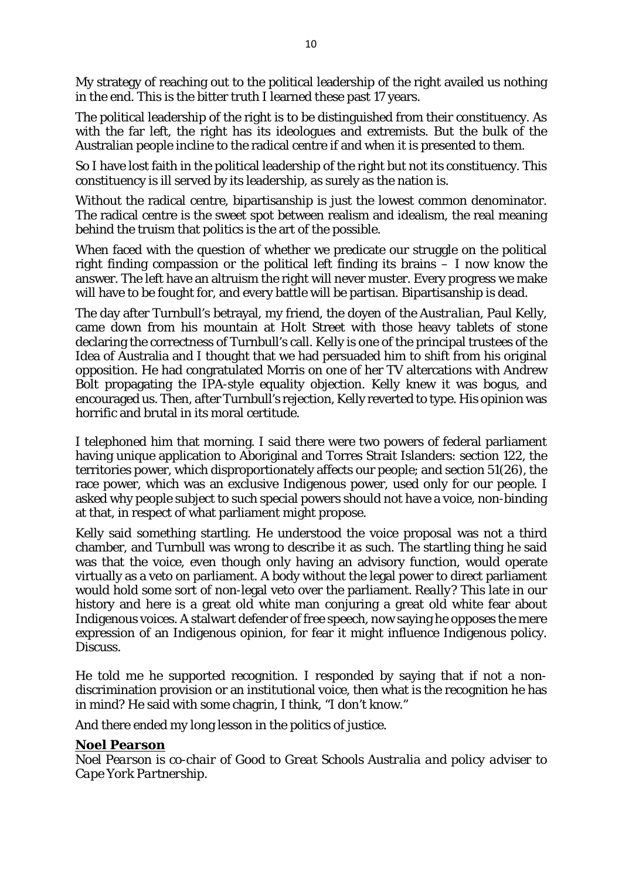My strategy of reaching out to the political leadership of the right availed us nothing in the end. This is the bitter truth I learned these past 17 years.

The political leadership of the right is to be distinguished from their constituency. As with the far left, the right has its ideologues and extremists. But the bulk of the Australian people incline to the radical centre if and when it is presented to them.

So I have lost faith in the political leadership of the right but not its constituency. This constituency is ill served by its leadership, as surely as the nation is.

Without the radical centre, bipartisanship is just the lowest common denominator. The radical centre is the sweet spot between realism and idealism, the real meaning behind the truism that politics is the art of the possible.

When faced with the question of whether we predicate our struggle on the political right finding compassion or the political left finding its brains – I now know the answer. The left have an altruism the right will never muster. Every progress we make will have to be fought for, and every battle will be partisan. Bipartisanship is dead.

The day after Turnbull's betrayal, my friend, the doyen of the *Australian*, Paul Kelly, came down from his mountain at Holt Street with those heavy tablets of stone declaring the correctness of Turnbull's call. Kelly is one of the principal trustees of the Idea of Australia and I thought that we had persuaded him to shift from his original opposition. He had congratulated Morris on one of her TV altercations with Andrew Bolt propagating the IPA-style equality objection. Kelly knew it was bogus, and encouraged us. Then, after Turnbull's rejection, Kelly reverted to type. His opinion was horrific and brutal in its moral certitude.

I telephoned him that morning. I said there were two powers of federal parliament having unique application to Aboriginal and Torres Strait Islanders: section 122, the territories power, which disproportionately affects our people; and section 51(26), the race power, which was an exclusive Indigenous power, used only for our people. I asked why people subject to such special powers should not have a voice, non-binding at that, in respect of what parliament might propose.

Kelly said something startling. He understood the voice proposal was not a third chamber, and Turnbull was wrong to describe it as such. The startling thing he said was that the voice, even though only having an advisory function, would operate virtually as a veto on parliament. A body without the legal power to direct parliament would hold some sort of non-legal veto over the parliament. Really? This late in our history and here is a great old white man conjuring a great old white fear about Indigenous voices. A stalwart defender of free speech, now saying he opposes the mere expression of an Indigenous opinion, for fear it might influence Indigenous policy. Discuss.

He told me he supported recognition. I responded by saying that if not a non-discrimination provision or an institutional voice, then what is the recognition he has in mind? He said with some chagrin, I think, "I don't know."

And there ended my long lesson in the politics of justice.

**Noel Pearson**

*Noel Pearson is co-chair of Good to Great Schools Australia and policy adviser to Cape York Partnership.*